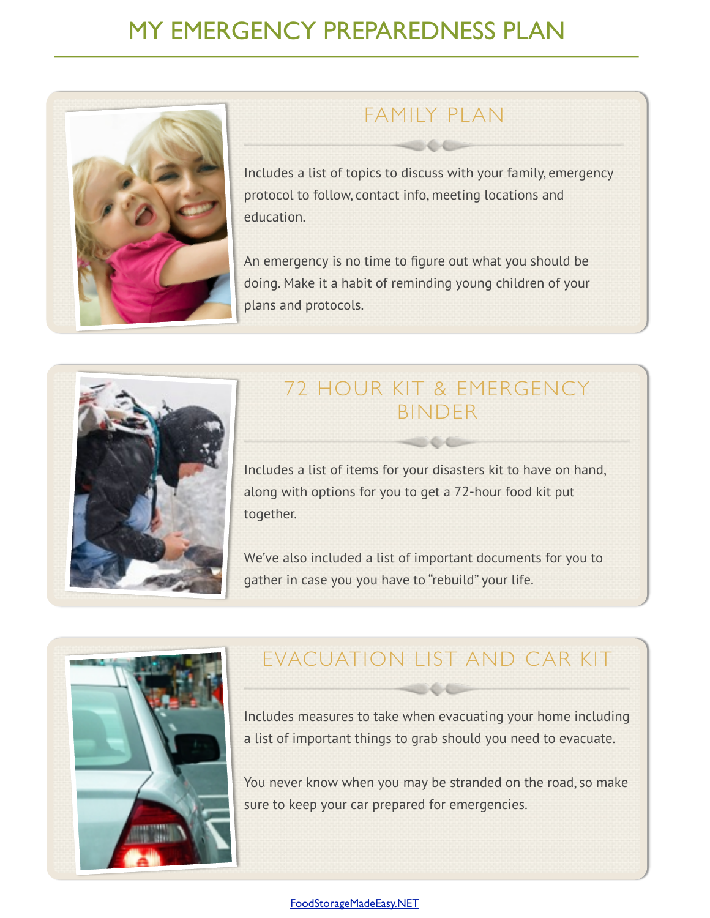# MY EMERGENCY PREPAREDNESS PLAN

## FAMILY PLAN

Includes a list of topics to discuss with your family, emergency protocol to follow, contact info, meeting locations and education.

An emergency is no time to figure out what you should be doing. Make it a habit of reminding young children of your plans and protocols.

## 72 HOUR KIT & EMERGENCY BINDER

Includes a list of items for your disasters kit to have on hand, along with options for you to get a 72-hour food kit put together.

We've also included a list of important documents for you to gather in case you you have to "rebuild" your life.

## EVACUATION LIST AND CAR KIT

Includes measures to take when evacuating your home including a list of important things to grab should you need to evacuate.

You never know when you may be stranded on the road, so make sure to keep your car prepared for emergencies.

FoodStorageMadeEasy.NET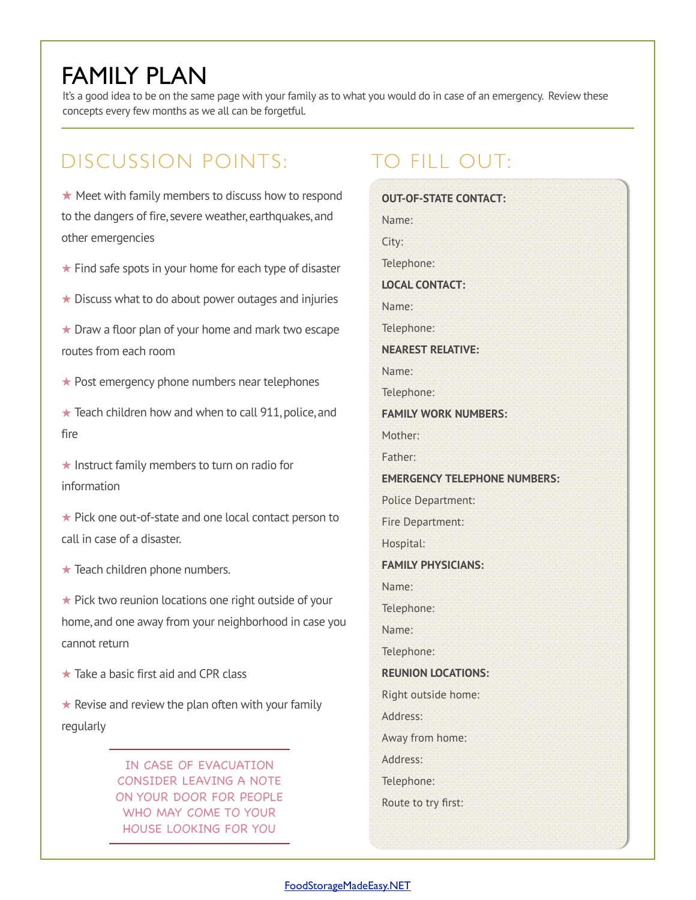# FAMILY PLAN

It's a good idea to be on the same page with your family as to what you would do in case of an emergency. Review these concepts every few months as we all can be forgetful.

## DISCUSSION POINTS:

- ★ Meet with family members to discuss how to respond to the dangers of fire, severe weather, earthquakes, and other emergencies
- ★ Find safe spots in your home for each type of disaster
- ★ Discuss what to do about power outages and injuries
- ★ Draw a floor plan of your home and mark two escape routes from each room
- ★ Post emergency phone numbers near telephones
- ★ Teach children how and when to call 911, police, and fire
- ★ Instruct family members to turn on radio for information
- ★ Pick one out-of-state and one local contact person to call in case of a disaster.
- ★ Teach children phone numbers.
- ★ Pick two reunion locations one right outside of your home, and one away from your neighborhood in case you cannot return
- ★ Take a basic first aid and CPR class
- ★ Revise and review the plan often with your family regularly

IN CASE OF EVACUATION CONSIDER LEAVING A NOTE ON YOUR DOOR FOR PEOPLE WHO MAY COME TO YOUR HOUSE LOOKING FOR YOU

## TO FILL OUT:

**OUT-OF-STATE CONTACT:**

Name:

City:

Telephone:

**LOCAL CONTACT:**

Name:

Telephone:

**NEAREST RELATIVE:**

Name:

Telephone:

**FAMILY WORK NUMBERS:**

Mother:

Father:

**EMERGENCY TELEPHONE NUMBERS:**

Police Department:

Fire Department:

Hospital:

**FAMILY PHYSICIANS:**

Name:

Telephone:

Name:

Telephone:

**REUNION LOCATIONS:**

Right outside home:

Address:

Away from home:

Address:

Telephone:

Route to try first:

FoodStorageMadeEasy.NET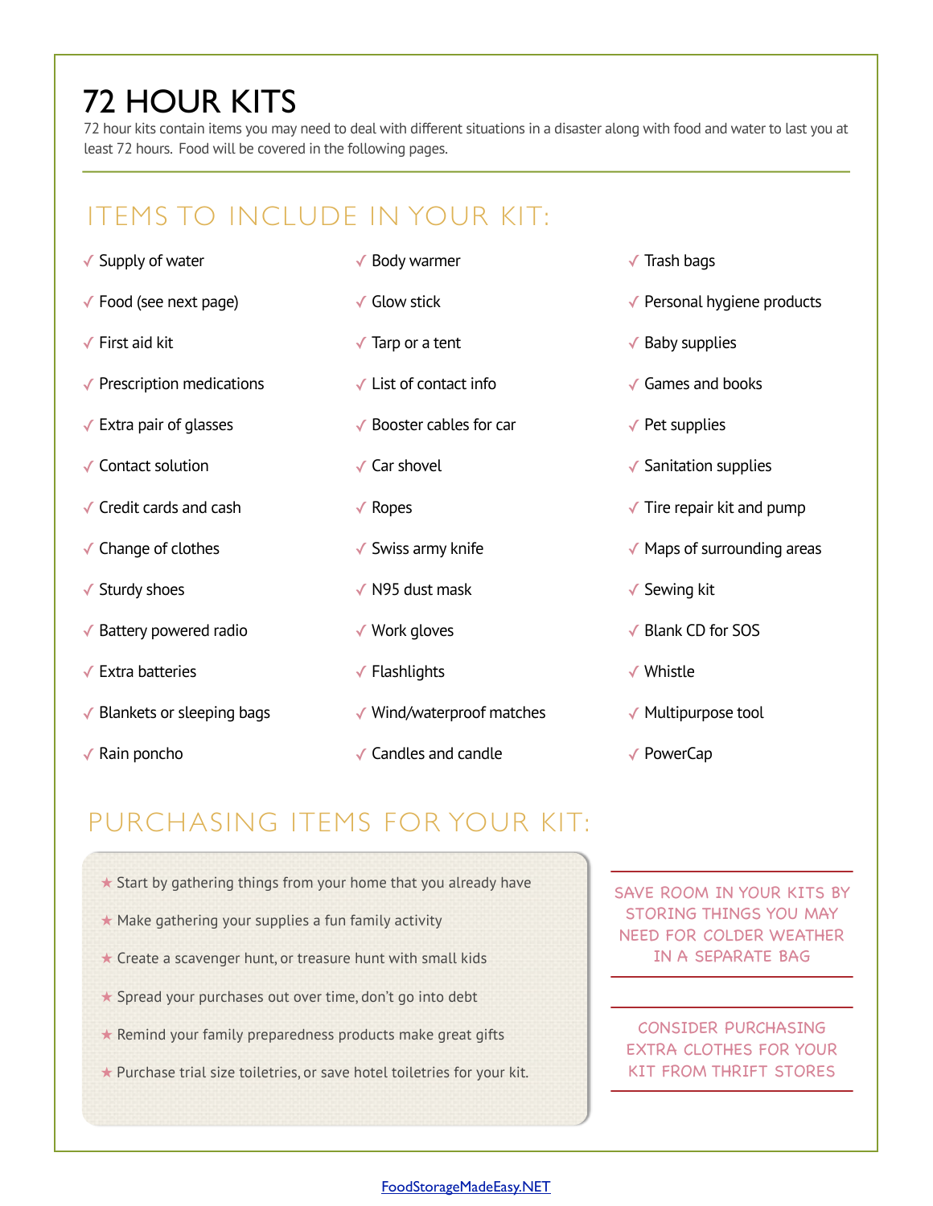# 72 HOUR KITS

72 hour kits contain items you may need to deal with different situations in a disaster along with food and water to last you at least 72 hours. Food will be covered in the following pages.

## ITEMS TO INCLUDE IN YOUR KIT:

- ✓ Supply of water
- ✓ Food (see next page)
- ✓ First aid kit
- ✓ Prescription medications
- ✓ Extra pair of glasses
- ✓ Contact solution
- ✓ Credit cards and cash
- ✓ Change of clothes
- ✓ Sturdy shoes
- ✓ Battery powered radio
- ✓ Extra batteries
- ✓ Blankets or sleeping bags
- ✓ Rain poncho
- ✓ Body warmer
- ✓ Glow stick
- ✓ Tarp or a tent
- ✓ List of contact info
- ✓ Booster cables for car
- ✓ Car shovel
- ✓ Ropes
- ✓ Swiss army knife
- ✓ N95 dust mask
- ✓ Work gloves
- ✓ Flashlights
- ✓ Wind/waterproof matches
- ✓ Candles and candle
- ✓ Trash bags
- ✓ Personal hygiene products
- ✓ Baby supplies
- ✓ Games and books
- ✓ Pet supplies
- ✓ Sanitation supplies
- ✓ Tire repair kit and pump
- ✓ Maps of surrounding areas
- ✓ Sewing kit
- ✓ Blank CD for SOS
- ✓ Whistle
- ✓ Multipurpose tool
- ✓ PowerCap

## PURCHASING ITEMS FOR YOUR KIT:

- ★ Start by gathering things from your home that you already have
- ★ Make gathering your supplies a fun family activity
- ★ Create a scavenger hunt, or treasure hunt with small kids
- ★ Spread your purchases out over time, don't go into debt
- ★ Remind your family preparedness products make great gifts
- ★ Purchase trial size toiletries, or save hotel toiletries for your kit.

SAVE ROOM IN YOUR KITS BY STORING THINGS YOU MAY NEED FOR COLDER WEATHER IN A SEPARATE BAG

CONSIDER PURCHASING EXTRA CLOTHES FOR YOUR KIT FROM THRIFT STORES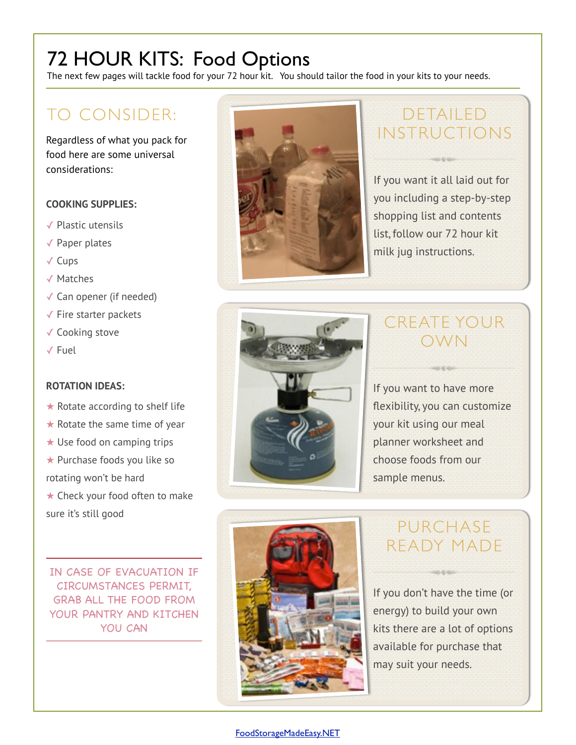# 72 HOUR KITS: Food Options

The next few pages will tackle food for your 72 hour kit. You should tailor the food in your kits to your needs.

## TO CONSIDER:

Regardless of what you pack for food here are some universal considerations:

**COOKING SUPPLIES:**

- ✓ Plastic utensils
- ✓ Paper plates
- ✓ Cups
- ✓ Matches
- ✓ Can opener (if needed)
- ✓ Fire starter packets
- ✓ Cooking stove
- ✓ Fuel

**ROTATION IDEAS:**

- ★ Rotate according to shelf life
- ★ Rotate the same time of year
- ★ Use food on camping trips
- ★ Purchase foods you like so rotating won't be hard
- ★ Check your food often to make sure it's still good

IN CASE OF EVACUATION IF CIRCUMSTANCES PERMIT, GRAB ALL THE FOOD FROM YOUR PANTRY AND KITCHEN YOU CAN

## DETAILED INSTRUCTIONS

If you want it all laid out for you including a step-by-step shopping list and contents list, follow our 72 hour kit milk jug instructions.

## CREATE YOUR OWN

If you want to have more flexibility, you can customize your kit using our meal planner worksheet and choose foods from our sample menus.

## PURCHASE READY MADE

If you don't have the time (or energy) to build your own kits there are a lot of options available for purchase that may suit your needs.

FoodStorageMadeEasy.NET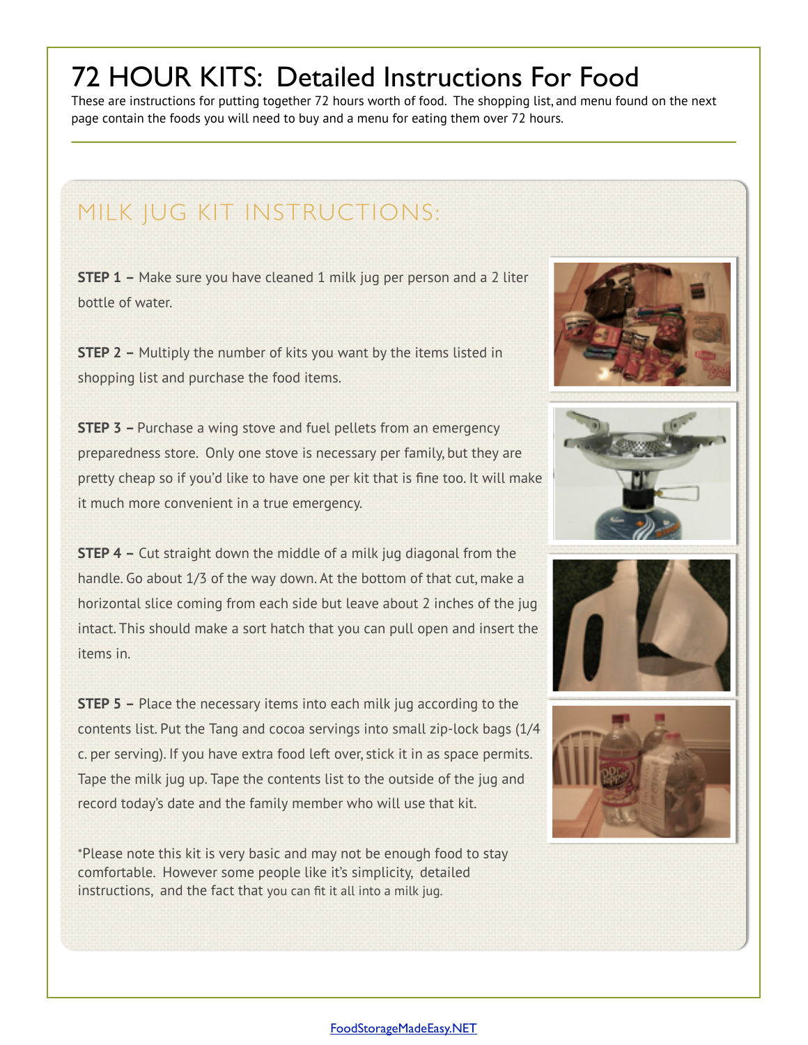# 72 HOUR KITS: Detailed Instructions For Food

These are instructions for putting together 72 hours worth of food. The shopping list, and menu found on the next page contain the foods you will need to buy and a menu for eating them over 72 hours.

## MILK JUG KIT INSTRUCTIONS:

**STEP 1 –** Make sure you have cleaned 1 milk jug per person and a 2 liter bottle of water.

**STEP 2 –** Multiply the number of kits you want by the items listed in shopping list and purchase the food items.

**STEP 3 –** Purchase a wing stove and fuel pellets from an emergency preparedness store. Only one stove is necessary per family, but they are pretty cheap so if you'd like to have one per kit that is fine too. It will make it much more convenient in a true emergency.

**STEP 4 –** Cut straight down the middle of a milk jug diagonal from the handle. Go about 1/3 of the way down. At the bottom of that cut, make a horizontal slice coming from each side but leave about 2 inches of the jug intact. This should make a sort hatch that you can pull open and insert the items in.

**STEP 5 –** Place the necessary items into each milk jug according to the contents list. Put the Tang and cocoa servings into small zip-lock bags (1/4 c. per serving). If you have extra food left over, stick it in as space permits. Tape the milk jug up. Tape the contents list to the outside of the jug and record today's date and the family member who will use that kit.

*Please note this kit is very basic and may not be enough food to stay comfortable. However some people like it's simplicity, detailed instructions, and the fact that you can fit it all into a milk jug.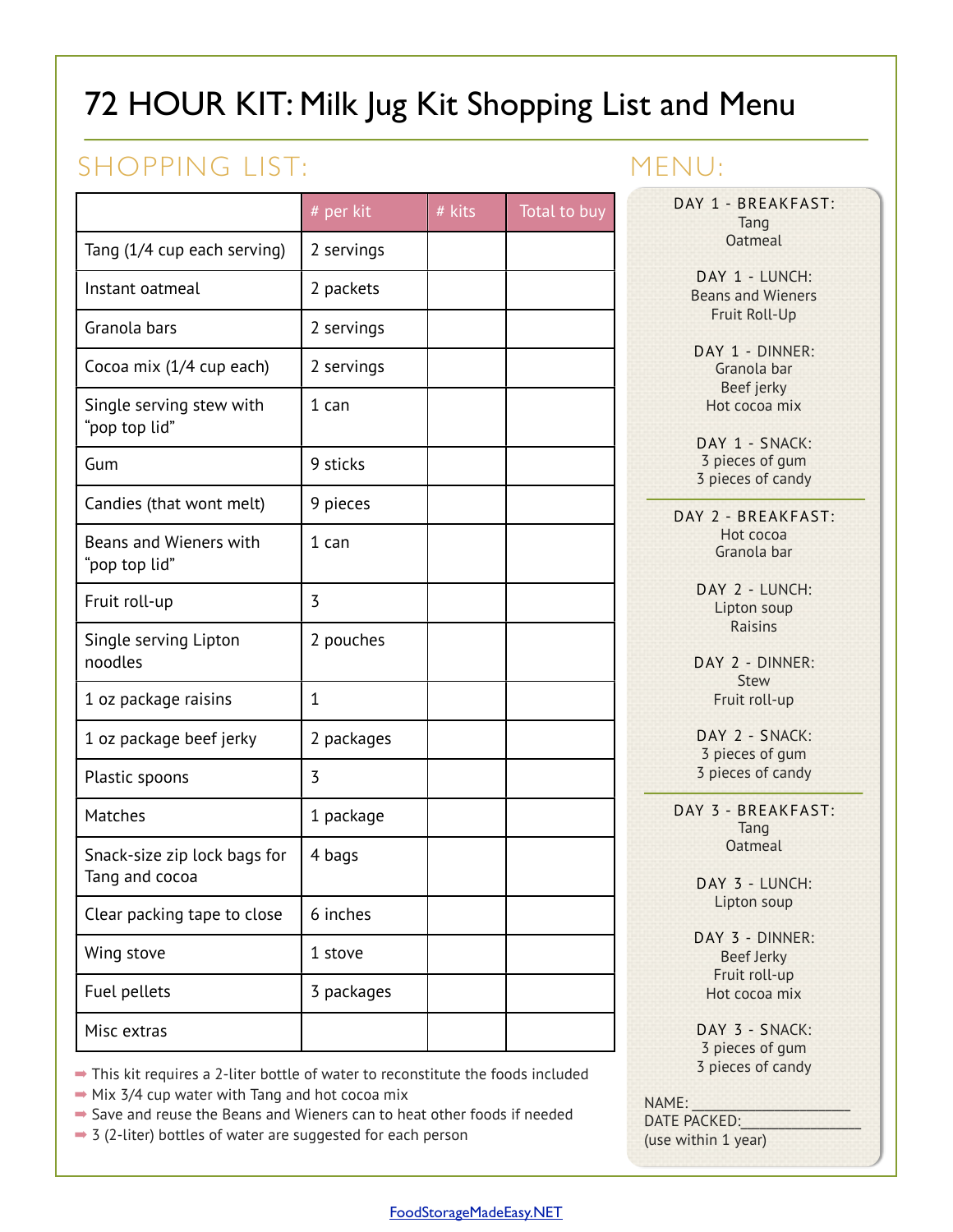# 72 HOUR KIT: Milk Jug Kit Shopping List and Menu

## SHOPPING LIST:

| | # per kit | # kits | Total to buy |
|---|---|---|---|
| Tang (1/4 cup each serving) | 2 servings | | |
| Instant oatmeal | 2 packets | | |
| Granola bars | 2 servings | | |
| Cocoa mix (1/4 cup each) | 2 servings | | |
| Single serving stew with "pop top lid" | 1 can | | |
| Gum | 9 sticks | | |
| Candies (that wont melt) | 9 pieces | | |
| Beans and Wieners with "pop top lid" | 1 can | | |
| Fruit roll-up | 3 | | |
| Single serving Lipton noodles | 2 pouches | | |
| 1 oz package raisins | 1 | | |
| 1 oz package beef jerky | 2 packages | | |
| Plastic spoons | 3 | | |
| Matches | 1 package | | |
| Snack-size zip lock bags for Tang and cocoa | 4 bags | | |
| Clear packing tape to close | 6 inches | | |
| Wing stove | 1 stove | | |
| Fuel pellets | 3 packages | | |
| Misc extras | | | |

- This kit requires a 2-liter bottle of water to reconstitute the foods included
- Mix 3/4 cup water with Tang and hot cocoa mix
- Save and reuse the Beans and Wieners can to heat other foods if needed
- 3 (2-liter) bottles of water are suggested for each person

## MENU:

**DAY 1 - BREAKFAST:**
Tang
Oatmeal

**DAY 1 - LUNCH:**
Beans and Wieners
Fruit Roll-Up

**DAY 1 - DINNER:**
Granola bar
Beef jerky
Hot cocoa mix

**DAY 1 - SNACK:**
3 pieces of gum
3 pieces of candy

---

**DAY 2 - BREAKFAST:**
Hot cocoa
Granola bar

**DAY 2 - LUNCH:**
Lipton soup
Raisins

**DAY 2 - DINNER:**
Stew
Fruit roll-up

**DAY 2 - SNACK:**
3 pieces of gum
3 pieces of candy

---

**DAY 3 - BREAKFAST:**
Tang
Oatmeal

**DAY 3 - LUNCH:**
Lipton soup

**DAY 3 - DINNER:**
Beef Jerky
Fruit roll-up
Hot cocoa mix

**DAY 3 - SNACK:**
3 pieces of gum
3 pieces of candy

NAME: ____________________
DATE PACKED: ________________
(use within 1 year)

FoodStorageMadeEasy.NET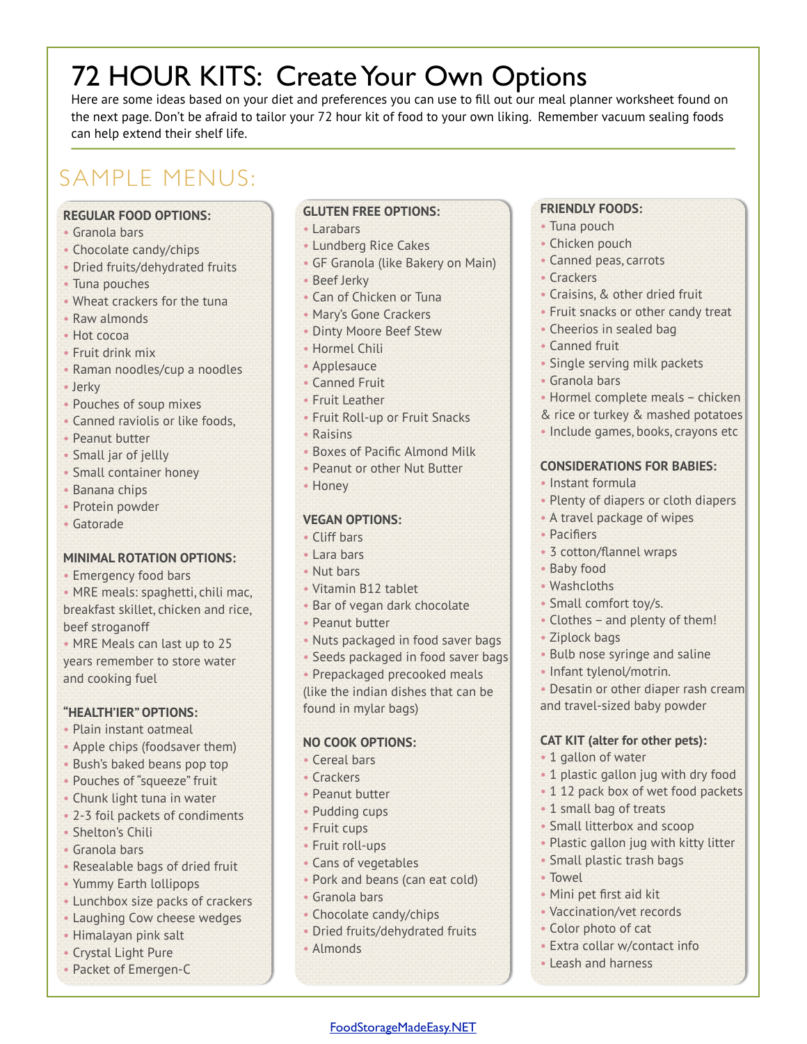# 72 HOUR KITS: Create Your Own Options

Here are some ideas based on your diet and preferences you can use to fill out our meal planner worksheet found on the next page. Don't be afraid to tailor your 72 hour kit of food to your own liking. Remember vacuum sealing foods can help extend their shelf life.

## SAMPLE MENUS:

**REGULAR FOOD OPTIONS:**

- Granola bars
- Chocolate candy/chips
- Dried fruits/dehydrated fruits
- Tuna pouches
- Wheat crackers for the tuna
- Raw almonds
- Hot cocoa
- Fruit drink mix
- Raman noodles/cup a noodles
- Jerky
- Pouches of soup mixes
- Canned raviolis or like foods,
- Peanut butter
- Small jar of jellly
- Small container honey
- Banana chips
- Protein powder
- Gatorade

**MINIMAL ROTATION OPTIONS:**

- Emergency food bars
- MRE meals: spaghetti, chili mac, breakfast skillet, chicken and rice, beef stroganoff
- MRE Meals can last up to 25 years remember to store water and cooking fuel

**"HEALTH'IER" OPTIONS:**

- Plain instant oatmeal
- Apple chips (foodsaver them)
- Bush's baked beans pop top
- Pouches of "squeeze" fruit
- Chunk light tuna in water
- 2-3 foil packets of condiments
- Shelton's Chili
- Granola bars
- Resealable bags of dried fruit
- Yummy Earth lollipops
- Lunchbox size packs of crackers
- Laughing Cow cheese wedges
- Himalayan pink salt
- Crystal Light Pure
- Packet of Emergen-C

**GLUTEN FREE OPTIONS:**

- Larabars
- Lundberg Rice Cakes
- GF Granola (like Bakery on Main)
- Beef Jerky
- Can of Chicken or Tuna
- Mary's Gone Crackers
- Dinty Moore Beef Stew
- Hormel Chili
- Applesauce
- Canned Fruit
- Fruit Leather
- Fruit Roll-up or Fruit Snacks
- Raisins
- Boxes of Pacific Almond Milk
- Peanut or other Nut Butter
- Honey

**VEGAN OPTIONS:**

- Cliff bars
- Lara bars
- Nut bars
- Vitamin B12 tablet
- Bar of vegan dark chocolate
- Peanut butter
- Nuts packaged in food saver bags
- Seeds packaged in food saver bags
- Prepackaged precooked meals (like the indian dishes that can be found in mylar bags)

**NO COOK OPTIONS:**

- Cereal bars
- Crackers
- Peanut butter
- Pudding cups
- Fruit cups
- Fruit roll-ups
- Cans of vegetables
- Pork and beans (can eat cold)
- Granola bars
- Chocolate candy/chips
- Dried fruits/dehydrated fruits
- Almonds

**FRIENDLY FOODS:**

- Tuna pouch
- Chicken pouch
- Canned peas, carrots
- Crackers
- Craisins, & other dried fruit
- Fruit snacks or other candy treat
- Cheerios in sealed bag
- Canned fruit
- Single serving milk packets
- Granola bars
- Hormel complete meals – chicken & rice or turkey & mashed potatoes
- Include games, books, crayons etc

**CONSIDERATIONS FOR BABIES:**

- Instant formula
- Plenty of diapers or cloth diapers
- A travel package of wipes
- Pacifiers
- 3 cotton/flannel wraps
- Baby food
- Washcloths
- Small comfort toy/s.
- Clothes – and plenty of them!
- Ziplock bags
- Bulb nose syringe and saline
- Infant tylenol/motrin.
- Desatin or other diaper rash cream and travel-sized baby powder

**CAT KIT (alter for other pets):**

- 1 gallon of water
- 1 plastic gallon jug with dry food
- 1 12 pack box of wet food packets
- 1 small bag of treats
- Small litterbox and scoop
- Plastic gallon jug with kitty litter
- Small plastic trash bags
- Towel
- Mini pet first aid kit
- Vaccination/vet records
- Color photo of cat
- Extra collar w/contact info
- Leash and harness

FoodStorageMadeEasy.NET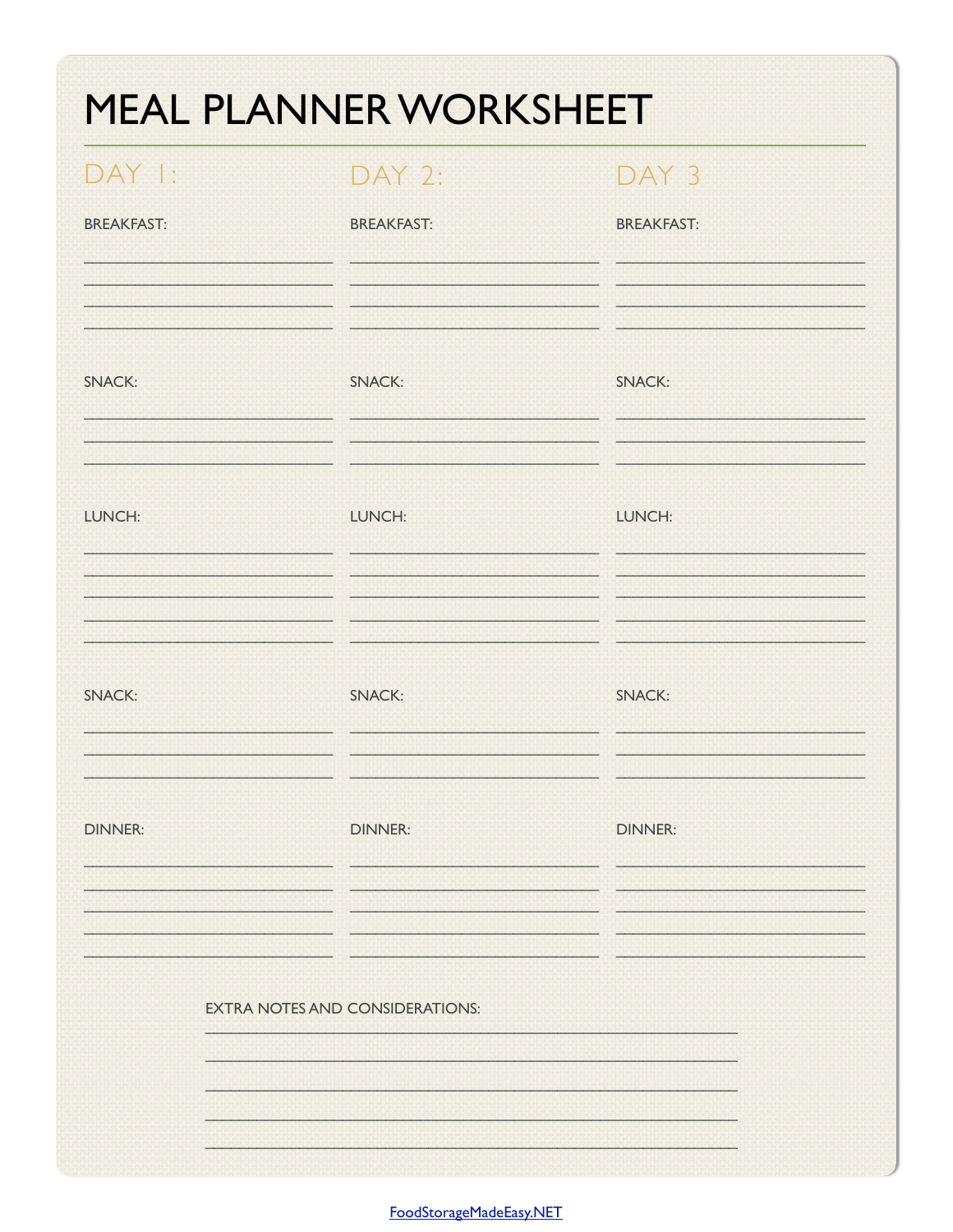# MEAL PLANNER WORKSHEET

## DAY 1:

BREAKFAST:

SNACK:

LUNCH:

SNACK:

DINNER:

## DAY 2:

BREAKFAST:

SNACK:

LUNCH:

SNACK:

DINNER:

## DAY 3

BREAKFAST:

SNACK:

LUNCH:

SNACK:

DINNER:

EXTRA NOTES AND CONSIDERATIONS:

FoodStorageMadeEasy.NET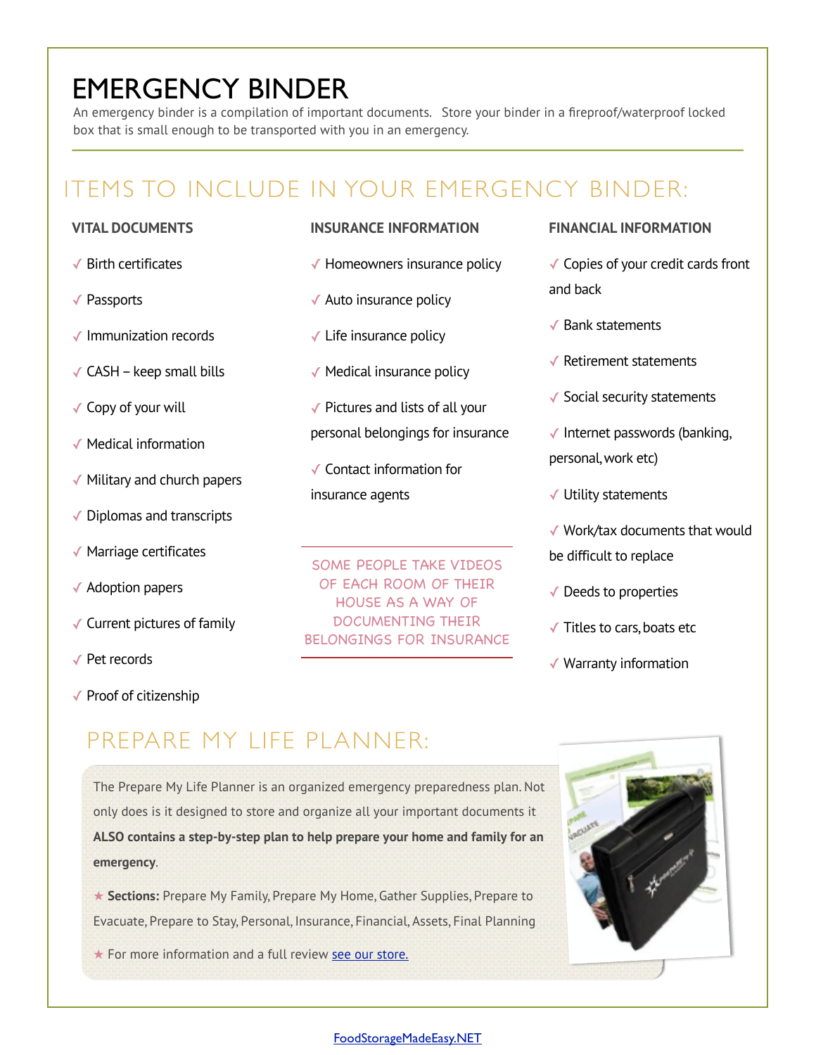# EMERGENCY BINDER

An emergency binder is a compilation of important documents. Store your binder in a fireproof/waterproof locked box that is small enough to be transported with you in an emergency.

## ITEMS TO INCLUDE IN YOUR EMERGENCY BINDER:

### VITAL DOCUMENTS

- ✓ Birth certificates
- ✓ Passports
- ✓ Immunization records
- ✓ CASH – keep small bills
- ✓ Copy of your will
- ✓ Medical information
- ✓ Military and church papers
- ✓ Diplomas and transcripts
- ✓ Marriage certificates
- ✓ Adoption papers
- ✓ Current pictures of family
- ✓ Pet records
- ✓ Proof of citizenship

### INSURANCE INFORMATION

- ✓ Homeowners insurance policy
- ✓ Auto insurance policy
- ✓ Life insurance policy
- ✓ Medical insurance policy
- ✓ Pictures and lists of all your personal belongings for insurance
- ✓ Contact information for insurance agents

SOME PEOPLE TAKE VIDEOS OF EACH ROOM OF THEIR HOUSE AS A WAY OF DOCUMENTING THEIR BELONGINGS FOR INSURANCE

### FINANCIAL INFORMATION

- ✓ Copies of your credit cards front and back
- ✓ Bank statements
- ✓ Retirement statements
- ✓ Social security statements
- ✓ Internet passwords (banking, personal, work etc)
- ✓ Utility statements
- ✓ Work/tax documents that would be difficult to replace
- ✓ Deeds to properties
- ✓ Titles to cars, boats etc
- ✓ Warranty information

## PREPARE MY LIFE PLANNER:

The Prepare My Life Planner is an organized emergency preparedness plan. Not only does is it designed to store and organize all your important documents it **ALSO contains a step-by-step plan to help prepare your home and family for an emergency**.

★ **Sections:** Prepare My Family, Prepare My Home, Gather Supplies, Prepare to Evacuate, Prepare to Stay, Personal, Insurance, Financial, Assets, Final Planning

★ For more information and a full review see our store.

FoodStorageMadeEasy.NET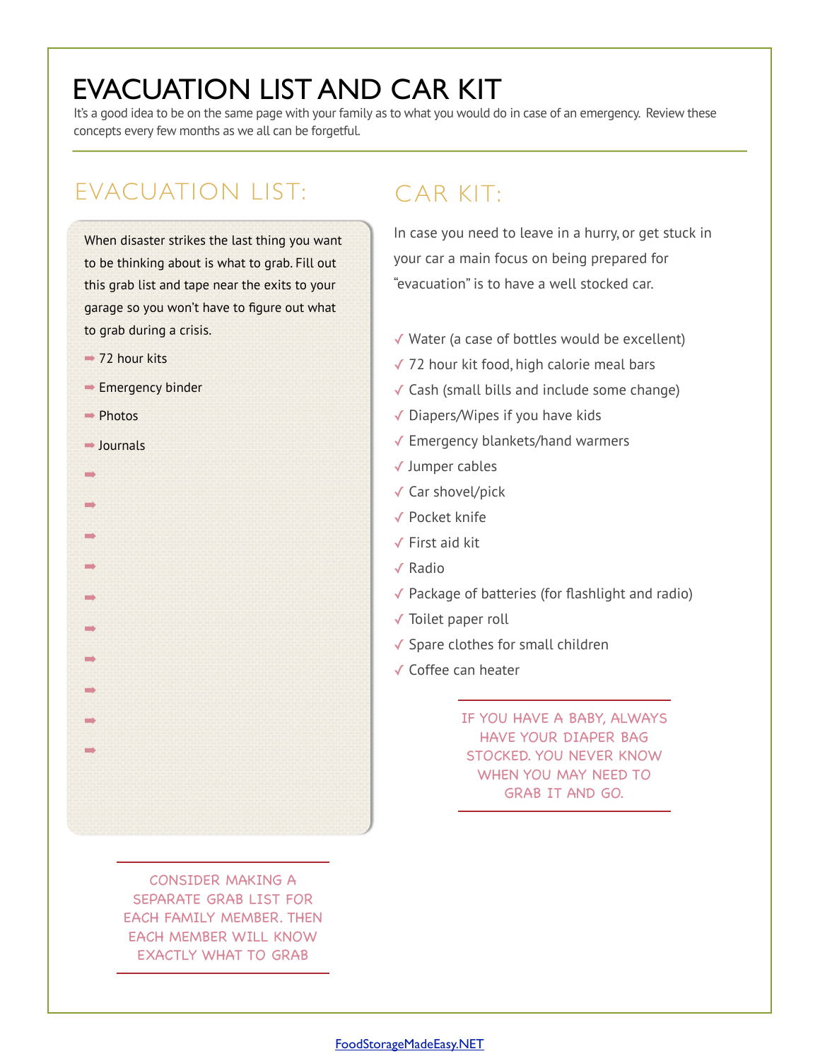# EVACUATION LIST AND CAR KIT

It's a good idea to be on the same page with your family as to what you would do in case of an emergency. Review these concepts every few months as we all can be forgetful.

## EVACUATION LIST:

When disaster strikes the last thing you want to be thinking about is what to grab. Fill out this grab list and tape near the exits to your garage so you won't have to figure out what to grab during a crisis.

- ➡ 72 hour kits
- ➡ Emergency binder
- ➡ Photos
- ➡ Journals
- ➡
- ➡
- ➡
- ➡
- ➡
- ➡
- ➡
- ➡
- ➡
- ➡

CONSIDER MAKING A SEPARATE GRAB LIST FOR EACH FAMILY MEMBER. THEN EACH MEMBER WILL KNOW EXACTLY WHAT TO GRAB

## CAR KIT:

In case you need to leave in a hurry, or get stuck in your car a main focus on being prepared for "evacuation" is to have a well stocked car.

- ✓ Water (a case of bottles would be excellent)
- ✓ 72 hour kit food, high calorie meal bars
- ✓ Cash (small bills and include some change)
- ✓ Diapers/Wipes if you have kids
- ✓ Emergency blankets/hand warmers
- ✓ Jumper cables
- ✓ Car shovel/pick
- ✓ Pocket knife
- ✓ First aid kit
- ✓ Radio
- ✓ Package of batteries (for flashlight and radio)
- ✓ Toilet paper roll
- ✓ Spare clothes for small children
- ✓ Coffee can heater

IF YOU HAVE A BABY, ALWAYS HAVE YOUR DIAPER BAG STOCKED. YOU NEVER KNOW WHEN YOU MAY NEED TO GRAB IT AND GO.